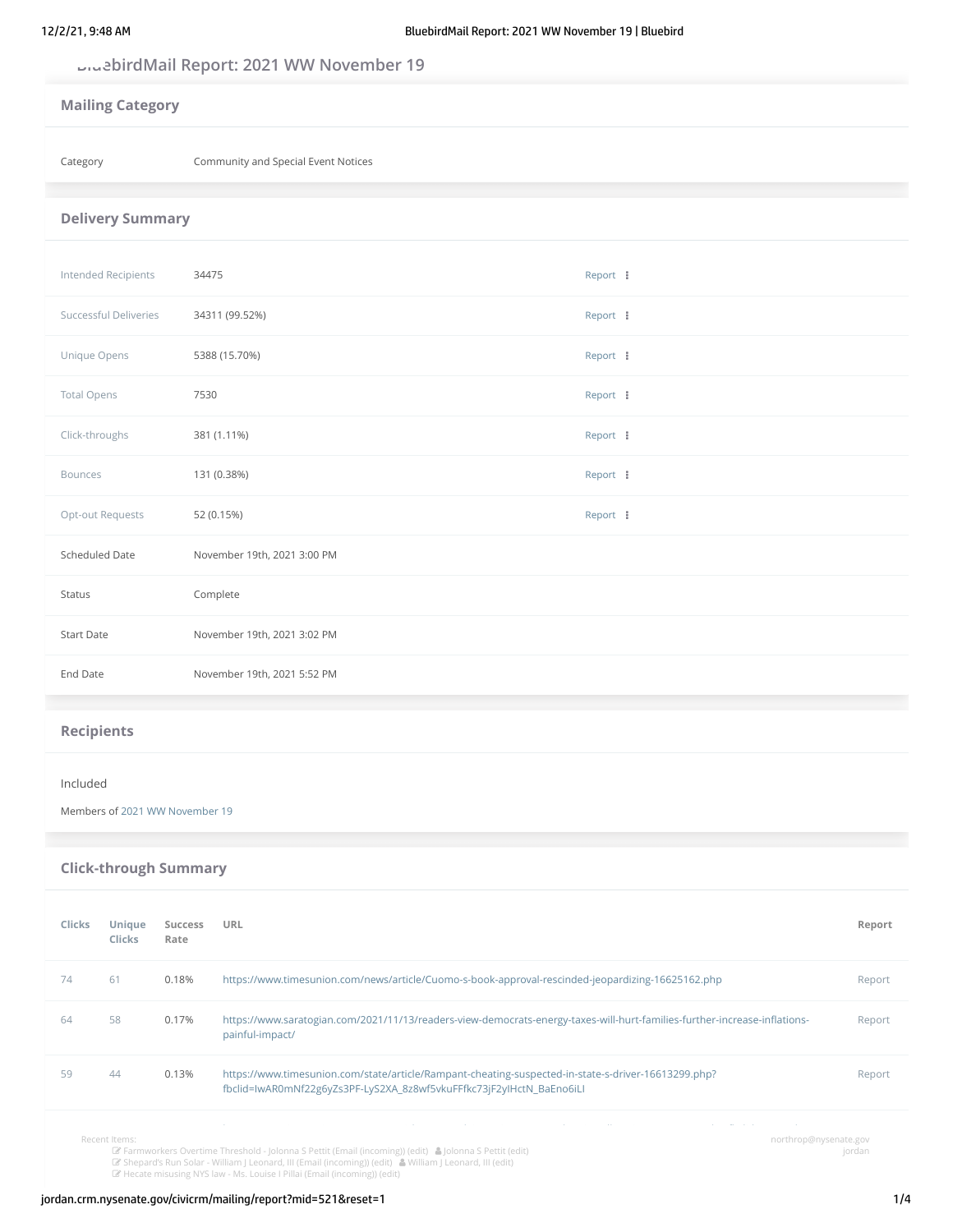# BluebirdMail Report: 2021 WW November 19

## Mailing Category

| | |
|---|---|
| Category | Community and Special Event Notices |

## Delivery Summary

| | | |
|---|---|---|
| Intended Recipients | 34475 | Report |
| Successful Deliveries | 34311 (99.52%) | Report |
| Unique Opens | 5388 (15.70%) | Report |
| Total Opens | 7530 | Report |
| Click-throughs | 381 (1.11%) | Report |
| Bounces | 131 (0.38%) | Report |
| Opt-out Requests | 52 (0.15%) | Report |
| Scheduled Date | November 19th, 2021 3:00 PM | |
| Status | Complete | |
| Start Date | November 19th, 2021 3:02 PM | |
| End Date | November 19th, 2021 5:52 PM | |

## Recipients

Included

Members of 2021 WW November 19

## Click-through Summary

| Clicks | Unique Clicks | Success Rate | URL | Report |
|---|---|---|---|---|
| 74 | 61 | 0.18% | https://www.timesunion.com/news/article/Cuomo-s-book-approval-rescinded-jeopardizing-16625162.php | Report |
| 64 | 58 | 0.17% | https://www.saratogian.com/2021/11/13/readers-view-democrats-energy-taxes-will-hurt-families-further-increase-inflations-painful-impact/ | Report |
| 59 | 44 | 0.13% | https://www.timesunion.com/state/article/Rampant-cheating-suspected-in-state-s-driver-16613299.php?fbclid=IwAR0mNf22g6yZs3PF-LyS2XA_8z8wf5vkuFFfkc73jF2yIHctN_BaEno6iLI | Report |

Recent Items:
- Farmworkers Overtime Threshold - Jolonna S Pettit (Email (incoming)) (edit) Jolonna S Pettit (edit)
- Shepard's Run Solar - William J Leonard, III (Email (incoming)) (edit) William J Leonard, III (edit)
- Hecate misusing NYS law - Ms. Louise I Pillai (Email (incoming)) (edit)

northrop@nysenate.gov
jordan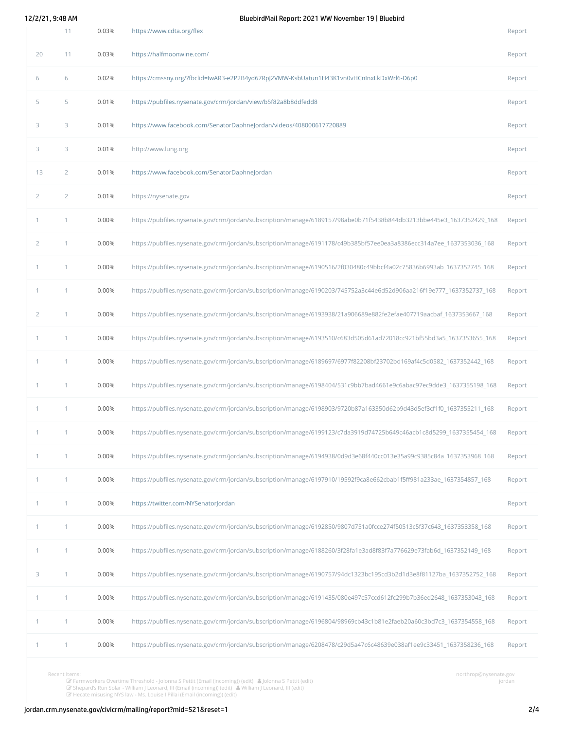| | | | | |
|---|---|---|---|---|
| | 11 | 0.03% | https://www.cdta.org/flex | Report |
| 20 | 11 | 0.03% | https://halfmoonwine.com/ | Report |
| 6 | 6 | 0.02% | https://cmssny.org/?fbclid=IwAR3-e2P2B4yd67RpJ2VMW-KsbUatun1H43K1vn0vHCnInxLkDxWrl6-D6p0 | Report |
| 5 | 5 | 0.01% | https://pubfiles.nysenate.gov/crm/jordan/view/b5f82a8b8ddfedd8 | Report |
| 3 | 3 | 0.01% | https://www.facebook.com/SenatorDaphneJordan/videos/408000617720889 | Report |
| 3 | 3 | 0.01% | http://www.lung.org | Report |
| 13 | 2 | 0.01% | https://www.facebook.com/SenatorDaphneJordan | Report |
| 2 | 2 | 0.01% | https://nysenate.gov | Report |
| 1 | 1 | 0.00% | https://pubfiles.nysenate.gov/crm/jordan/subscription/manage/6189157/98abe0b71f5438b844db3213bbe445e3_1637352429_168 | Report |
| 2 | 1 | 0.00% | https://pubfiles.nysenate.gov/crm/jordan/subscription/manage/6191178/c49b385bf57ee0ea3a8386ecc314a7ee_1637353036_168 | Report |
| 1 | 1 | 0.00% | https://pubfiles.nysenate.gov/crm/jordan/subscription/manage/6190516/2f030480c49bbcf4a02c75836b6993ab_1637352745_168 | Report |
| 1 | 1 | 0.00% | https://pubfiles.nysenate.gov/crm/jordan/subscription/manage/6190203/745752a3c44e6d52d906aa216f19e777_1637352737_168 | Report |
| 2 | 1 | 0.00% | https://pubfiles.nysenate.gov/crm/jordan/subscription/manage/6193938/21a906689e882fe2efae407719aacbaf_1637353667_168 | Report |
| 1 | 1 | 0.00% | https://pubfiles.nysenate.gov/crm/jordan/subscription/manage/6193510/c683d505d61ad72018cc921bf55bd3a5_1637353655_168 | Report |
| 1 | 1 | 0.00% | https://pubfiles.nysenate.gov/crm/jordan/subscription/manage/6189697/6977f82208bf23702bd169af4c5d0582_1637352442_168 | Report |
| 1 | 1 | 0.00% | https://pubfiles.nysenate.gov/crm/jordan/subscription/manage/6198404/531c9bb7bad4661e9c6abac97ec9dde3_1637355198_168 | Report |
| 1 | 1 | 0.00% | https://pubfiles.nysenate.gov/crm/jordan/subscription/manage/6198903/9720b87a163350d62b9d43d5ef3cf1f0_1637355211_168 | Report |
| 1 | 1 | 0.00% | https://pubfiles.nysenate.gov/crm/jordan/subscription/manage/6199123/c7da3919d74725b649c46acb1c8d5299_1637355454_168 | Report |
| 1 | 1 | 0.00% | https://pubfiles.nysenate.gov/crm/jordan/subscription/manage/6194938/0d9d3e68f440cc013e35a99c9385c84a_1637353968_168 | Report |
| 1 | 1 | 0.00% | https://pubfiles.nysenate.gov/crm/jordan/subscription/manage/6197910/19592f9ca8e662cbab1f5ff981a233ae_1637354857_168 | Report |
| 1 | 1 | 0.00% | https://twitter.com/NYSenatorJordan | Report |
| 1 | 1 | 0.00% | https://pubfiles.nysenate.gov/crm/jordan/subscription/manage/6192850/9807d751a0fcce274f50513c5f37c643_1637353358_168 | Report |
| 1 | 1 | 0.00% | https://pubfiles.nysenate.gov/crm/jordan/subscription/manage/6188260/3f28fa1e3ad8f83f7a776629e73fab6d_1637352149_168 | Report |
| 3 | 1 | 0.00% | https://pubfiles.nysenate.gov/crm/jordan/subscription/manage/6190757/94dc1323bc195cd3b2d1d3e8f81127ba_1637352752_168 | Report |
| 1 | 1 | 0.00% | https://pubfiles.nysenate.gov/crm/jordan/subscription/manage/6191435/080e497c57ccd612fc299b7b36ed2648_1637353043_168 | Report |
| 1 | 1 | 0.00% | https://pubfiles.nysenate.gov/crm/jordan/subscription/manage/6196804/98969cb43c1b81e2faeb20a60c3bd7c3_1637354558_168 | Report |
| 1 | 1 | 0.00% | https://pubfiles.nysenate.gov/crm/jordan/subscription/manage/6208478/c29d5a47c6c48639e038af1ee9c33451_1637358236_168 | Report |

Recent Items:
- Farmworkers Overtime Threshold - Jolonna S Pettit (Email (incoming)) (edit) Jolonna S Pettit (edit)
- Shepard's Run Solar - William J Leonard, III (Email (incoming)) (edit) William J Leonard, III (edit)
- Hecate misusing NYS law - Ms. Louise I Pillai (Email (incoming)) (edit)

northrop@nysenate.gov
jordan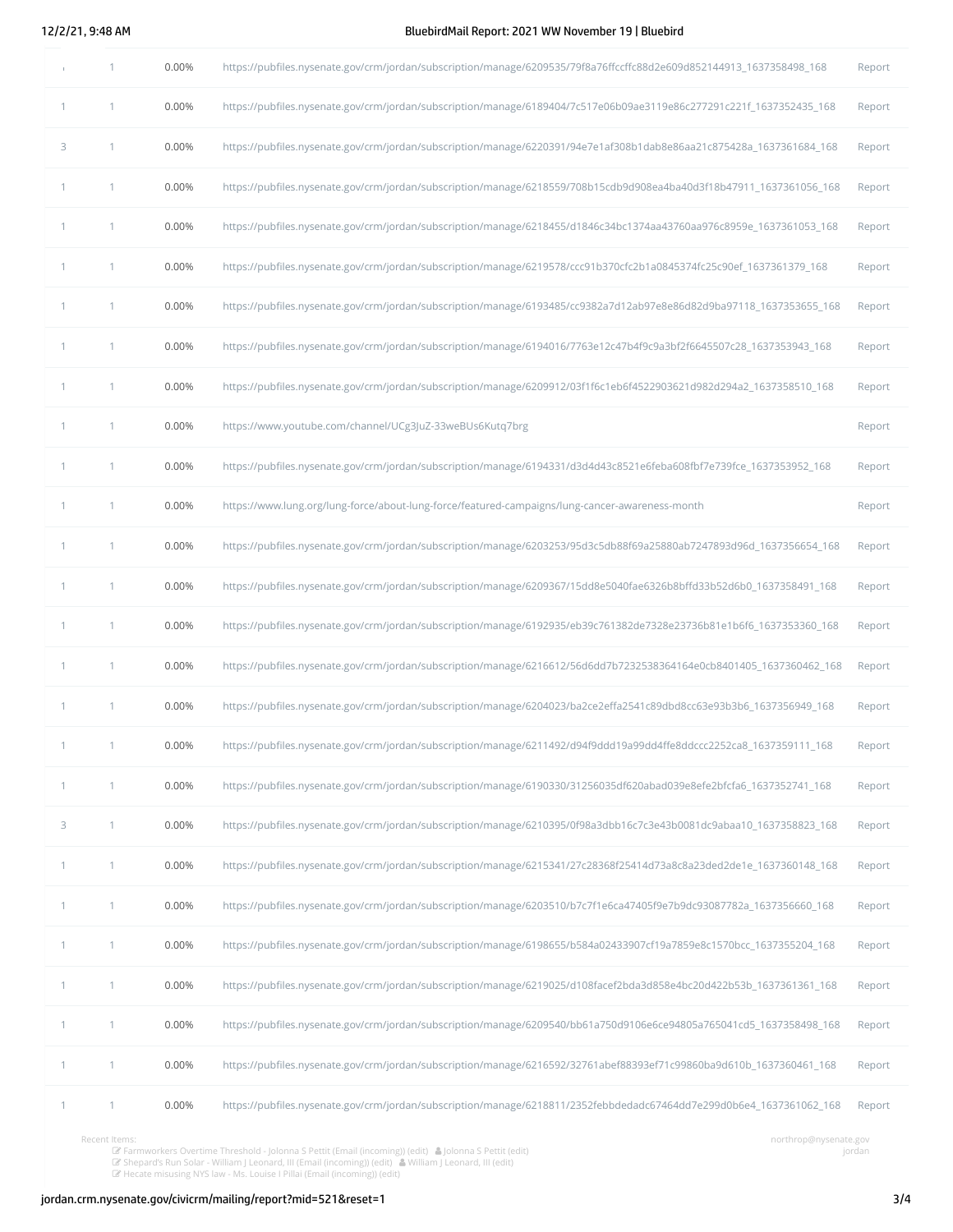| | | | | |
|---|---|---|---|---|
| 1 | 1 | 0.00% | https://pubfiles.nysenate.gov/crm/jordan/subscription/manage/6209535/79f8a76ffccffc88d2e609d852144913_1637358498_168 | Report |
| 1 | 1 | 0.00% | https://pubfiles.nysenate.gov/crm/jordan/subscription/manage/6189404/7c517e06b09ae3119e86c277291c221f_1637352435_168 | Report |
| 3 | 1 | 0.00% | https://pubfiles.nysenate.gov/crm/jordan/subscription/manage/6220391/94e7e1af308b1dab8e86aa21c875428a_1637361684_168 | Report |
| 1 | 1 | 0.00% | https://pubfiles.nysenate.gov/crm/jordan/subscription/manage/6218559/708b15cdb9d908ea4ba40d3f18b47911_1637361056_168 | Report |
| 1 | 1 | 0.00% | https://pubfiles.nysenate.gov/crm/jordan/subscription/manage/6218455/d1846c34bc1374aa43760aa976c8959e_1637361053_168 | Report |
| 1 | 1 | 0.00% | https://pubfiles.nysenate.gov/crm/jordan/subscription/manage/6219578/ccc91b370cfc2b1a0845374fc25c90ef_1637361379_168 | Report |
| 1 | 1 | 0.00% | https://pubfiles.nysenate.gov/crm/jordan/subscription/manage/6193485/cc9382a7d12ab97e8e86d82d9ba97118_1637353655_168 | Report |
| 1 | 1 | 0.00% | https://pubfiles.nysenate.gov/crm/jordan/subscription/manage/6194016/7763e12c47b4f9c9a3bf2f6645507c28_1637353943_168 | Report |
| 1 | 1 | 0.00% | https://pubfiles.nysenate.gov/crm/jordan/subscription/manage/6209912/03f1f6c1eb6f4522903621d982d294a2_1637358510_168 | Report |
| 1 | 1 | 0.00% | https://www.youtube.com/channel/UCg3JuZ-33weBUs6Kutq7brg | Report |
| 1 | 1 | 0.00% | https://pubfiles.nysenate.gov/crm/jordan/subscription/manage/6194331/d3d4d43c8521e6feba608fbf7e739fce_1637353952_168 | Report |
| 1 | 1 | 0.00% | https://www.lung.org/lung-force/about-lung-force/featured-campaigns/lung-cancer-awareness-month | Report |
| 1 | 1 | 0.00% | https://pubfiles.nysenate.gov/crm/jordan/subscription/manage/6203253/95d3c5db88f69a25880ab7247893d96d_1637356654_168 | Report |
| 1 | 1 | 0.00% | https://pubfiles.nysenate.gov/crm/jordan/subscription/manage/6209367/15dd8e5040fae6326b8bffd33b52d6b0_1637358491_168 | Report |
| 1 | 1 | 0.00% | https://pubfiles.nysenate.gov/crm/jordan/subscription/manage/6192935/eb39c761382de7328e23736b81e1b6f6_1637353360_168 | Report |
| 1 | 1 | 0.00% | https://pubfiles.nysenate.gov/crm/jordan/subscription/manage/6216612/56d6dd7b7232538364164e0cb8401405_1637360462_168 | Report |
| 1 | 1 | 0.00% | https://pubfiles.nysenate.gov/crm/jordan/subscription/manage/6204023/ba2ce2effa2541c89dbd8cc63e93b3b6_1637356949_168 | Report |
| 1 | 1 | 0.00% | https://pubfiles.nysenate.gov/crm/jordan/subscription/manage/6211492/d94f9ddd19a99dd4ffe8ddccc2252ca8_1637359111_168 | Report |
| 1 | 1 | 0.00% | https://pubfiles.nysenate.gov/crm/jordan/subscription/manage/6190330/31256035df620abad039e8efe2bfcfa6_1637352741_168 | Report |
| 3 | 1 | 0.00% | https://pubfiles.nysenate.gov/crm/jordan/subscription/manage/6210395/0f98a3dbb16c7c3e43b0081dc9abaa10_1637358823_168 | Report |
| 1 | 1 | 0.00% | https://pubfiles.nysenate.gov/crm/jordan/subscription/manage/6215341/27c28368f25414d73a8c8a23ded2de1e_1637360148_168 | Report |
| 1 | 1 | 0.00% | https://pubfiles.nysenate.gov/crm/jordan/subscription/manage/6203510/b7c7f1e6ca47405f9e7b9dc93087782a_1637356660_168 | Report |
| 1 | 1 | 0.00% | https://pubfiles.nysenate.gov/crm/jordan/subscription/manage/6198655/b584a02433907cf19a7859e8c1570bcc_1637355204_168 | Report |
| 1 | 1 | 0.00% | https://pubfiles.nysenate.gov/crm/jordan/subscription/manage/6219025/d108facef2bda3d858e4bc20d422b53b_1637361361_168 | Report |
| 1 | 1 | 0.00% | https://pubfiles.nysenate.gov/crm/jordan/subscription/manage/6209540/bb61a750d9106e6ce94805a765041cd5_1637358498_168 | Report |
| 1 | 1 | 0.00% | https://pubfiles.nysenate.gov/crm/jordan/subscription/manage/6216592/32761abef88393ef71c99860ba9d610b_1637360461_168 | Report |
| 1 | 1 | 0.00% | https://pubfiles.nysenate.gov/crm/jordan/subscription/manage/6218811/2352febbdedadc67464dd7e299d0b6e4_1637361062_168 | Report |

Recent Items:

- Farmworkers Overtime Threshold - Jolonna S Pettit (Email (incoming)) (edit) Jolonna S Pettit (edit)
- Shepard's Run Solar - William J Leonard, III (Email (incoming)) (edit) William J Leonard, III (edit)
- Hecate misusing NYS law - Ms. Louise I Pillai (Email (incoming)) (edit)

northrop@nysenate.gov
jordan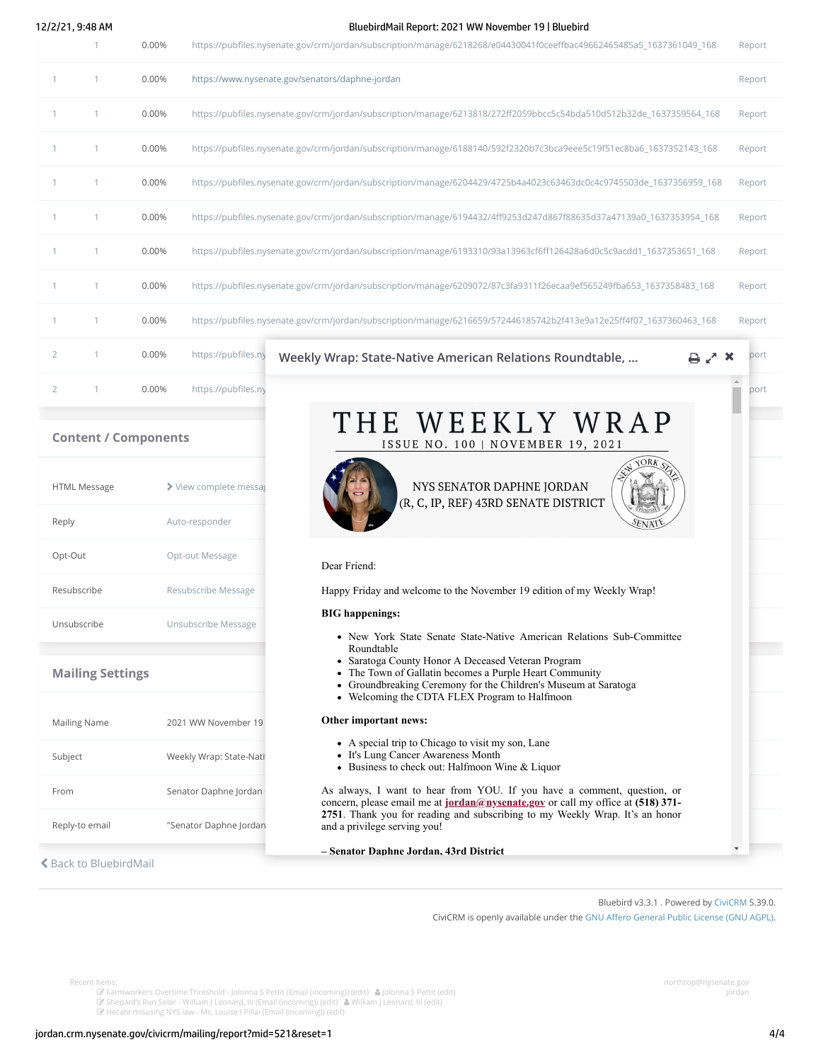| | | | | |
|---|---|---|---|---|
| | 1 | 0.00% | https://pubfiles.nysenate.gov/crm/jordan/subscription/manage/6218268/e04430041f0ceeffbac49662465485a5_1637361049_168 | Report |
| 1 | 1 | 0.00% | https://www.nysenate.gov/senators/daphne-jordan | Report |
| 1 | 1 | 0.00% | https://pubfiles.nysenate.gov/crm/jordan/subscription/manage/6213818/272ff2059bbcc5c54bda510d512b32de_1637359564_168 | Report |
| 1 | 1 | 0.00% | https://pubfiles.nysenate.gov/crm/jordan/subscription/manage/6188140/592f2320b7c3bca9eee5c19f51ec8ba6_1637352143_168 | Report |
| 1 | 1 | 0.00% | https://pubfiles.nysenate.gov/crm/jordan/subscription/manage/6204429/4725b4a4023c63463dc0c4c9745503de_1637356959_168 | Report |
| 1 | 1 | 0.00% | https://pubfiles.nysenate.gov/crm/jordan/subscription/manage/6194432/4ff9253d247d867f88635d37a47139a0_1637353954_168 | Report |
| 1 | 1 | 0.00% | https://pubfiles.nysenate.gov/crm/jordan/subscription/manage/6193310/93a13963cf6ff126428a6d0c5c9acdd1_1637353651_168 | Report |
| 1 | 1 | 0.00% | https://pubfiles.nysenate.gov/crm/jordan/subscription/manage/6209072/87c3fa9311f26ecaa9ef565249fba653_1637358483_168 | Report |
| 1 | 1 | 0.00% | https://pubfiles.nysenate.gov/crm/jordan/subscription/manage/6216659/572446185742b2f413e9a12e25ff4f07_1637360463_168 | Report |
| 2 | 1 | 0.00% | https://pubfiles.ny | port |
| 2 | 1 | 0.00% | https://pubfiles.ny | port |

## Content / Components

| | |
|---|---|
| HTML Message | View complete messa |
| Reply | Auto-responder |
| Opt-Out | Opt-out Message |
| Resubscribe | Resubscribe Message |
| Unsubscribe | Unsubscribe Message |

## Mailing Settings

| | |
|---|---|
| Mailing Name | 2021 WW November 19 |
| Subject | Weekly Wrap: State-Nati |
| From | Senator Daphne Jordan |
| Reply-to email | "Senator Daphne Jordan |

Back to BluebirdMail

**Weekly Wrap: State-Native American Relations Roundtable, ...**

# THE WEEKLY WRAP

ISSUE NO. 100 | NOVEMBER 19, 2021

NYS SENATOR DAPHNE JORDAN
(R, C, IP, REF) 43RD SENATE DISTRICT

Dear Friend:

Happy Friday and welcome to the November 19 edition of my Weekly Wrap!

**BIG happenings:**

- New York State Senate State-Native American Relations Sub-Committee Roundtable
- Saratoga County Honor A Deceased Veteran Program
- The Town of Gallatin becomes a Purple Heart Community
- Groundbreaking Ceremony for the Children's Museum at Saratoga
- Welcoming the CDTA FLEX Program to Halfmoon

**Other important news:**

- A special trip to Chicago to visit my son, Lane
- It's Lung Cancer Awareness Month
- Business to check out: Halfmoon Wine & Liquor

As always, I want to hear from YOU. If you have a comment, question, or concern, please email me at **jordan@nysenate.gov** or call my office at **(518) 371-2751**. Thank you for reading and subscribing to my Weekly Wrap. It's an honor and a privilege serving you!

**– Senator Daphne Jordan, 43rd District**

Bluebird v3.3.1 . Powered by CiviCRM 5.39.0.
CiviCRM is openly available under the GNU Affero General Public License (GNU AGPL).

Recent Items:
Farmworkers Overtime Threshold - Jolonna S Pettit (Email (incoming)) (edit) Jolonna S Pettit (edit)
Shepard's Run Solar - William J Leonard, III (Email (incoming)) (edit) William J Leonard, III (edit)
Hecate misusing NYS law - Ms. Louise I Pillai (Email (incoming)) (edit)

northrop@nysenate.gov
jordan